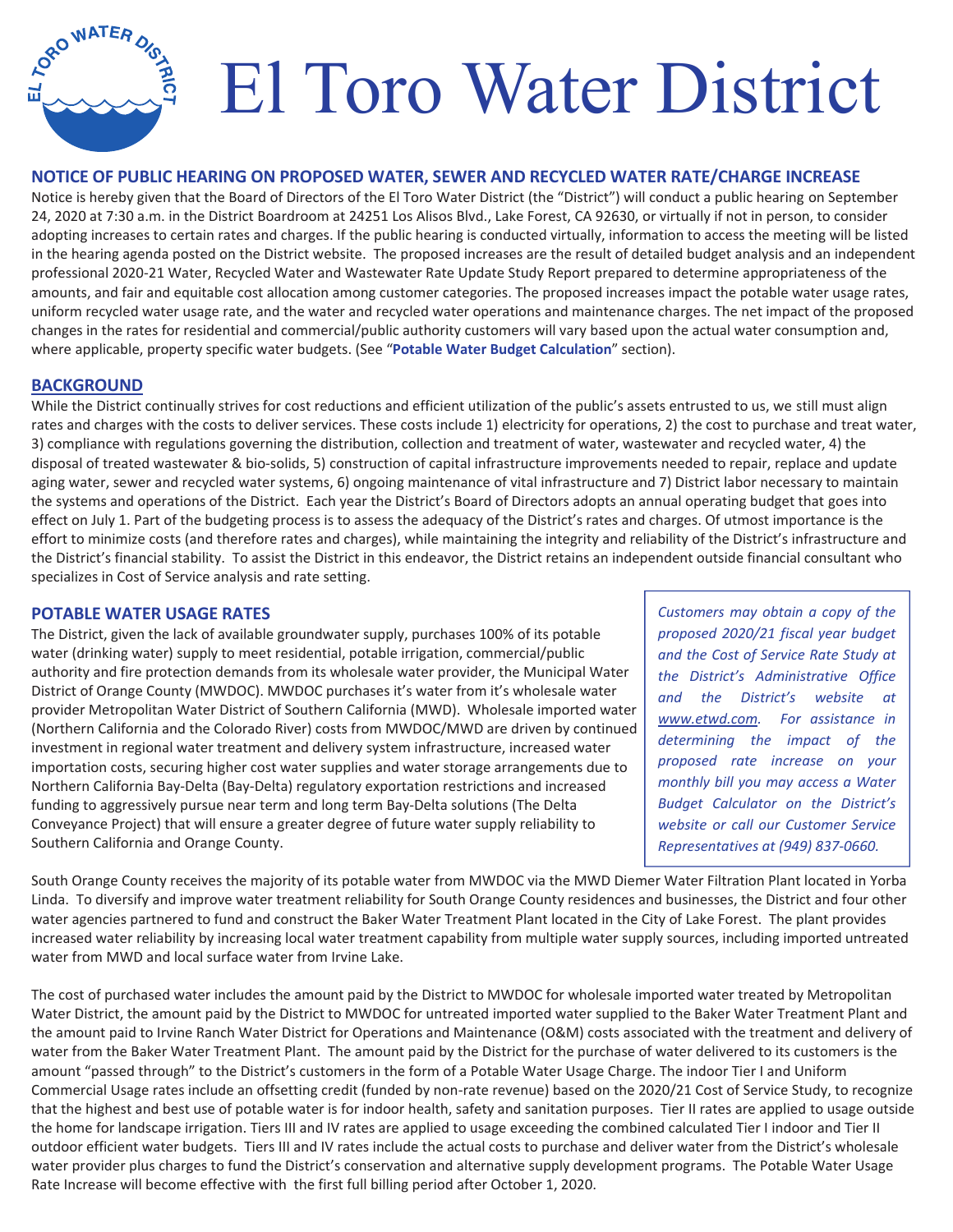# El Toro Water District

## NOTICE OF PUBLIC HEARING ON PROPOSED WATER, SEWER AND RECYCLED WATER RATE/CHARGE INCREASE

Notice is hereby given that the Board of Directors of the El Toro Water District (the "District") will conduct a public hearing on September 24, 2020 at 7:30 a.m. in the District Boardroom at 24251 Los Alisos Blvd., Lake Forest, CA 92630, or virtually if not in person, to consider adopting increases to certain rates and charges. If the public hearing is conducted virtually, information to access the meeting will be listed in the hearing agenda posted on the District website. The proposed increases are the result of detailed budget analysis and an independent professional 2020-21 Water, Recycled Water and Wastewater Rate Update Study Report prepared to determine appropriateness of the amounts, and fair and equitable cost allocation among customer categories. The proposed increases impact the potable water usage rates, uniform recycled water usage rate, and the water and recycled water operations and maintenance charges. The net impact of the proposed changes in the rates for residential and commercial/public authority customers will vary based upon the actual water consumption and, where applicable, property specific water budgets. (See "**Potable Water Budget Calculation**" section).

## BACKGROUND

While the District continually strives for cost reductions and efficient utilization of the public's assets entrusted to us, we still must align rates and charges with the costs to deliver services. These costs include 1) electricity for operations, 2) the cost to purchase and treat water, 3) compliance with regulations governing the distribution, collection and treatment of water, wastewater and recycled water, 4) the disposal of treated wastewater & bio-solids, 5) construction of capital infrastructure improvements needed to repair, replace and update aging water, sewer and recycled water systems, 6) ongoing maintenance of vital infrastructure and 7) District labor necessary to maintain the systems and operations of the District. Each year the District's Board of Directors adopts an annual operating budget that goes into effect on July 1. Part of the budgeting process is to assess the adequacy of the District's rates and charges. Of utmost importance is the effort to minimize costs (and therefore rates and charges), while maintaining the integrity and reliability of the District's infrastructure and the District's financial stability. To assist the District in this endeavor, the District retains an independent outside financial consultant who specializes in Cost of Service analysis and rate setting.

## POTABLE WATER USAGE RATES

The District, given the lack of available groundwater supply, purchases 100% of its potable water (drinking water) supply to meet residential, potable irrigation, commercial/public authority and fire protection demands from its wholesale water provider, the Municipal Water District of Orange County (MWDOC). MWDOC purchases it's water from it's wholesale water provider Metropolitan Water District of Southern California (MWD). Wholesale imported water (Northern California and the Colorado River) costs from MWDOC/MWD are driven by continued investment in regional water treatment and delivery system infrastructure, increased water importation costs, securing higher cost water supplies and water storage arrangements due to Northern California Bay-Delta (Bay-Delta) regulatory exportation restrictions and increased funding to aggressively pursue near term and long term Bay-Delta solutions (The Delta Conveyance Project) that will ensure a greater degree of future water supply reliability to Southern California and Orange County.

*Customers may obtain a copy of the proposed 2020/21 fiscal year budget and the Cost of Service Rate Study at the District's Administrative Office and the District's website at www.etwd.com. For assistance in determining the impact of the proposed rate increase on your monthly bill you may access a Water Budget Calculator on the District's website or call our Customer Service Representatives at (949) 837-0660.*

South Orange County receives the majority of its potable water from MWDOC via the MWD Diemer Water Filtration Plant located in Yorba Linda. To diversify and improve water treatment reliability for South Orange County residences and businesses, the District and four other water agencies partnered to fund and construct the Baker Water Treatment Plant located in the City of Lake Forest. The plant provides increased water reliability by increasing local water treatment capability from multiple water supply sources, including imported untreated water from MWD and local surface water from Irvine Lake.

The cost of purchased water includes the amount paid by the District to MWDOC for wholesale imported water treated by Metropolitan Water District, the amount paid by the District to MWDOC for untreated imported water supplied to the Baker Water Treatment Plant and the amount paid to Irvine Ranch Water District for Operations and Maintenance (O&M) costs associated with the treatment and delivery of water from the Baker Water Treatment Plant. The amount paid by the District for the purchase of water delivered to its customers is the amount "passed through" to the District's customers in the form of a Potable Water Usage Charge. The indoor Tier I and Uniform Commercial Usage rates include an offsetting credit (funded by non-rate revenue) based on the 2020/21 Cost of Service Study, to recognize that the highest and best use of potable water is for indoor health, safety and sanitation purposes. Tier II rates are applied to usage outside the home for landscape irrigation. Tiers III and IV rates are applied to usage exceeding the combined calculated Tier I indoor and Tier II outdoor efficient water budgets. Tiers III and IV rates include the actual costs to purchase and deliver water from the District's wholesale water provider plus charges to fund the District's conservation and alternative supply development programs. The Potable Water Usage Rate Increase will become effective with the first full billing period after October 1, 2020.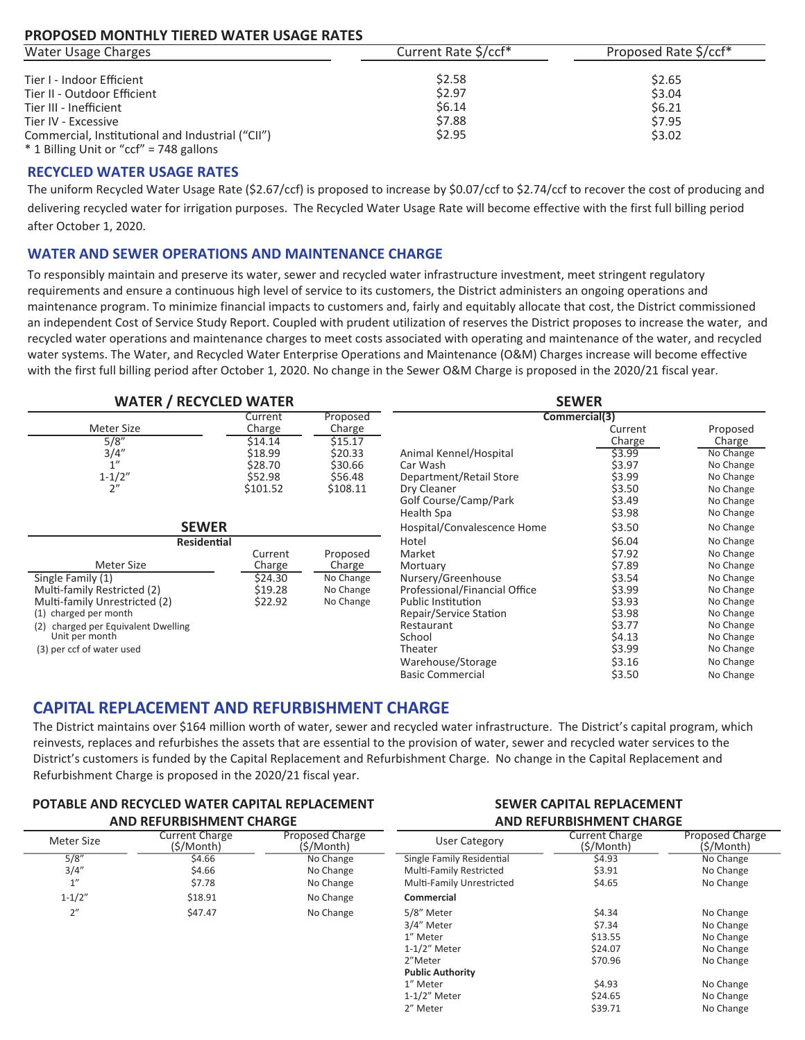## PROPOSED MONTHLY TIERED WATER USAGE RATES

| Water Usage Charges | Current Rate $/ccf* | Proposed Rate $/ccf* |
| --- | --- | --- |
| Tier I - Indoor Efficient | $2.58 | $2.65 |
| Tier II - Outdoor Efficient | $2.97 | $3.04 |
| Tier III - Inefficient | $6.14 | $6.21 |
| Tier IV - Excessive | $7.88 | $7.95 |
| Commercial, Institutional and Industrial ("CII") | $2.95 | $3.02 |

* 1 Billing Unit or "ccf" = 748 gallons

## RECYCLED WATER USAGE RATES

The uniform Recycled Water Usage Rate ($2.67/ccf) is proposed to increase by $0.07/ccf to $2.74/ccf to recover the cost of producing and delivering recycled water for irrigation purposes. The Recycled Water Usage Rate will become effective with the first full billing period after October 1, 2020.

## WATER AND SEWER OPERATIONS AND MAINTENANCE CHARGE

To responsibly maintain and preserve its water, sewer and recycled water infrastructure investment, meet stringent regulatory requirements and ensure a continuous high level of service to its customers, the District administers an ongoing operations and maintenance program. To minimize financial impacts to customers and, fairly and equitably allocate that cost, the District commissioned an independent Cost of Service Study Report. Coupled with prudent utilization of reserves the District proposes to increase the water, and recycled water operations and maintenance charges to meet costs associated with operating and maintenance of the water, and recycled water systems. The Water, and Recycled Water Enterprise Operations and Maintenance (O&M) Charges increase will become effective with the first full billing period after October 1, 2020. No change in the Sewer O&M Charge is proposed in the 2020/21 fiscal year.

### WATER / RECYCLED WATER

| Meter Size | Current Charge | Proposed Charge |
| --- | --- | --- |
| 5/8" | $14.14 | $15.17 |
| 3/4" | $18.99 | $20.33 |
| 1" | $28.70 | $30.66 |
| 1-1/2" | $52.98 | $56.48 |
| 2" | $101.52 | $108.11 |

### SEWER

**Residential**

| Meter Size | Current Charge | Proposed Charge |
| --- | --- | --- |
| Single Family (1) | $24.30 | No Change |
| Multi-family Restricted (2) | $19.28 | No Change |
| Multi-family Unrestricted (2) | $22.92 | No Change |

(1) charged per month
(2) charged per Equivalent Dwelling Unit per month
(3) per ccf of water used

### SEWER

**Commercial(3)**

| | Current Charge | Proposed Charge |
| --- | --- | --- |
| Animal Kennel/Hospital | $3.99 | No Change |
| Car Wash | $3.97 | No Change |
| Department/Retail Store | $3.99 | No Change |
| Dry Cleaner | $3.50 | No Change |
| Golf Course/Camp/Park | $3.49 | No Change |
| Health Spa | $3.98 | No Change |
| Hospital/Convalescence Home | $3.50 | No Change |
| Hotel | $6.04 | No Change |
| Market | $7.92 | No Change |
| Mortuary | $7.89 | No Change |
| Nursery/Greenhouse | $3.54 | No Change |
| Professional/Financial Office | $3.99 | No Change |
| Public Institution | $3.93 | No Change |
| Repair/Service Station | $3.98 | No Change |
| Restaurant | $3.77 | No Change |
| School | $4.13 | No Change |
| Theater | $3.99 | No Change |
| Warehouse/Storage | $3.16 | No Change |
| Basic Commercial | $3.50 | No Change |

## CAPITAL REPLACEMENT AND REFURBISHMENT CHARGE

The District maintains over $164 million worth of water, sewer and recycled water infrastructure. The District's capital program, which reinvests, replaces and refurbishes the assets that are essential to the provision of water, sewer and recycled water services to the District's customers is funded by the Capital Replacement and Refurbishment Charge. No change in the Capital Replacement and Refurbishment Charge is proposed in the 2020/21 fiscal year.

### POTABLE AND RECYCLED WATER CAPITAL REPLACEMENT AND REFURBISHMENT CHARGE

| Meter Size | Current Charge ($/Month) | Proposed Charge ($/Month) |
| --- | --- | --- |
| 5/8" | $4.66 | No Change |
| 3/4" | $4.66 | No Change |
| 1" | $7.78 | No Change |
| 1-1/2" | $18.91 | No Change |
| 2" | $47.47 | No Change |

### SEWER CAPITAL REPLACEMENT AND REFURBISHMENT CHARGE

| User Category | Current Charge ($/Month) | Proposed Charge ($/Month) |
| --- | --- | --- |
| Single Family Residential | $4.93 | No Change |
| Multi-Family Restricted | $3.91 | No Change |
| Multi-Family Unrestricted | $4.65 | No Change |
| **Commercial** | | |
| 5/8" Meter | $4.34 | No Change |
| 3/4" Meter | $7.34 | No Change |
| 1" Meter | $13.55 | No Change |
| 1-1/2" Meter | $24.07 | No Change |
| 2" Meter | $70.96 | No Change |
| **Public Authority** | | |
| 1" Meter | $4.93 | No Change |
| 1-1/2" Meter | $24.65 | No Change |
| 2" Meter | $39.71 | No Change |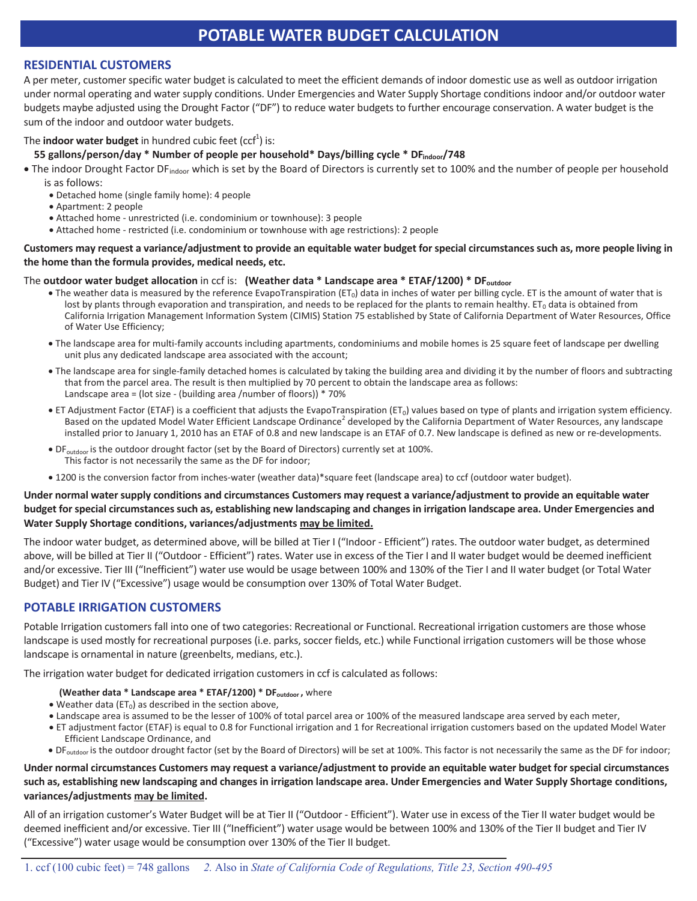# POTABLE WATER BUDGET CALCULATION

## RESIDENTIAL CUSTOMERS

A per meter, customer specific water budget is calculated to meet the efficient demands of indoor domestic use as well as outdoor irrigation under normal operating and water supply conditions. Under Emergencies and Water Supply Shortage conditions indoor and/or outdoor water budgets maybe adjusted using the Drought Factor ("DF") to reduce water budgets to further encourage conservation. A water budget is the sum of the indoor and outdoor water budgets.

The **indoor water budget** in hundred cubic feet (ccf[1]) is:

**55 gallons/person/day * Number of people per household* Days/billing cycle * $DF_{indoor}$/748**

- The indoor Drought Factor $DF_{indoor}$ which is set by the Board of Directors is currently set to 100% and the number of people per household is as follows:
  - Detached home (single family home): 4 people
  - Apartment: 2 people
  - Attached home - unrestricted (i.e. condominium or townhouse): 3 people
  - Attached home - restricted (i.e. condominium or townhouse with age restrictions): 2 people

**Customers may request a variance/adjustment to provide an equitable water budget for special circumstances such as, more people living in the home than the formula provides, medical needs, etc.**

The **outdoor water budget allocation** in ccf is: **(Weather data * Landscape area * ETAF/1200) * $DF_{outdoor}$**

- The weather data is measured by the reference EvapoTranspiration ($ET_0$) data in inches of water per billing cycle. ET is the amount of water that is lost by plants through evaporation and transpiration, and needs to be replaced for the plants to remain healthy. $ET_0$ data is obtained from California Irrigation Management Information System (CIMIS) Station 75 established by State of California Department of Water Resources, Office of Water Use Efficiency;
- The landscape area for multi-family accounts including apartments, condominiums and mobile homes is 25 square feet of landscape per dwelling unit plus any dedicated landscape area associated with the account;
- The landscape area for single-family detached homes is calculated by taking the building area and dividing it by the number of floors and subtracting that from the parcel area. The result is then multiplied by 70 percent to obtain the landscape area as follows:
  Landscape area = (lot size - (building area /number of floors)) * 70%
- ET Adjustment Factor (ETAF) is a coefficient that adjusts the EvapoTranspiration ($ET_0$) values based on type of plants and irrigation system efficiency. Based on the updated Model Water Efficient Landscape Ordinance[2] developed by the California Department of Water Resources, any landscape installed prior to January 1, 2010 has an ETAF of 0.8 and new landscape is an ETAF of 0.7. New landscape is defined as new or re-developments.
- $DF_{outdoor}$ is the outdoor drought factor (set by the Board of Directors) currently set at 100%.
  This factor is not necessarily the same as the DF for indoor;
- 1200 is the conversion factor from inches-water (weather data)*square feet (landscape area) to ccf (outdoor water budget).

**Under normal water supply conditions and circumstances Customers may request a variance/adjustment to provide an equitable water budget for special circumstances such as, establishing new landscaping and changes in irrigation landscape area. Under Emergencies and Water Supply Shortage conditions, variances/adjustments may be limited.**

The indoor water budget, as determined above, will be billed at Tier I ("Indoor - Efficient") rates. The outdoor water budget, as determined above, will be billed at Tier II ("Outdoor - Efficient") rates. Water use in excess of the Tier I and II water budget would be deemed inefficient and/or excessive. Tier III ("Inefficient") water use would be usage between 100% and 130% of the Tier I and II water budget (or Total Water Budget) and Tier IV ("Excessive") usage would be consumption over 130% of Total Water Budget.

## POTABLE IRRIGATION CUSTOMERS

Potable Irrigation customers fall into one of two categories: Recreational or Functional. Recreational irrigation customers are those whose landscape is used mostly for recreational purposes (i.e. parks, soccer fields, etc.) while Functional irrigation customers will be those whose landscape is ornamental in nature (greenbelts, medians, etc.).

The irrigation water budget for dedicated irrigation customers in ccf is calculated as follows:

**(Weather data * Landscape area * ETAF/1200) * $DF_{outdoor}$ ,** where

- Weather data ($ET_0$) as described in the section above,
- Landscape area is assumed to be the lesser of 100% of total parcel area or 100% of the measured landscape area served by each meter,
- ET adjustment factor (ETAF) is equal to 0.8 for Functional irrigation and 1 for Recreational irrigation customers based on the updated Model Water Efficient Landscape Ordinance, and
- $DF_{outdoor}$ is the outdoor drought factor (set by the Board of Directors) will be set at 100%. This factor is not necessarily the same as the DF for indoor;

**Under normal circumstances Customers may request a variance/adjustment to provide an equitable water budget for special circumstances such as, establishing new landscaping and changes in irrigation landscape area. Under Emergencies and Water Supply Shortage conditions, variances/adjustments may be limited.**

All of an irrigation customer's Water Budget will be at Tier II ("Outdoor - Efficient"). Water use in excess of the Tier II water budget would be deemed inefficient and/or excessive. Tier III ("Inefficient") water usage would be between 100% and 130% of the Tier II budget and Tier IV ("Excessive") water usage would be consumption over 130% of the Tier II budget.

---

1. ccf (100 cubic feet) = 748 gallons  *2.* Also in *State of California Code of Regulations, Title 23, Section 490-495*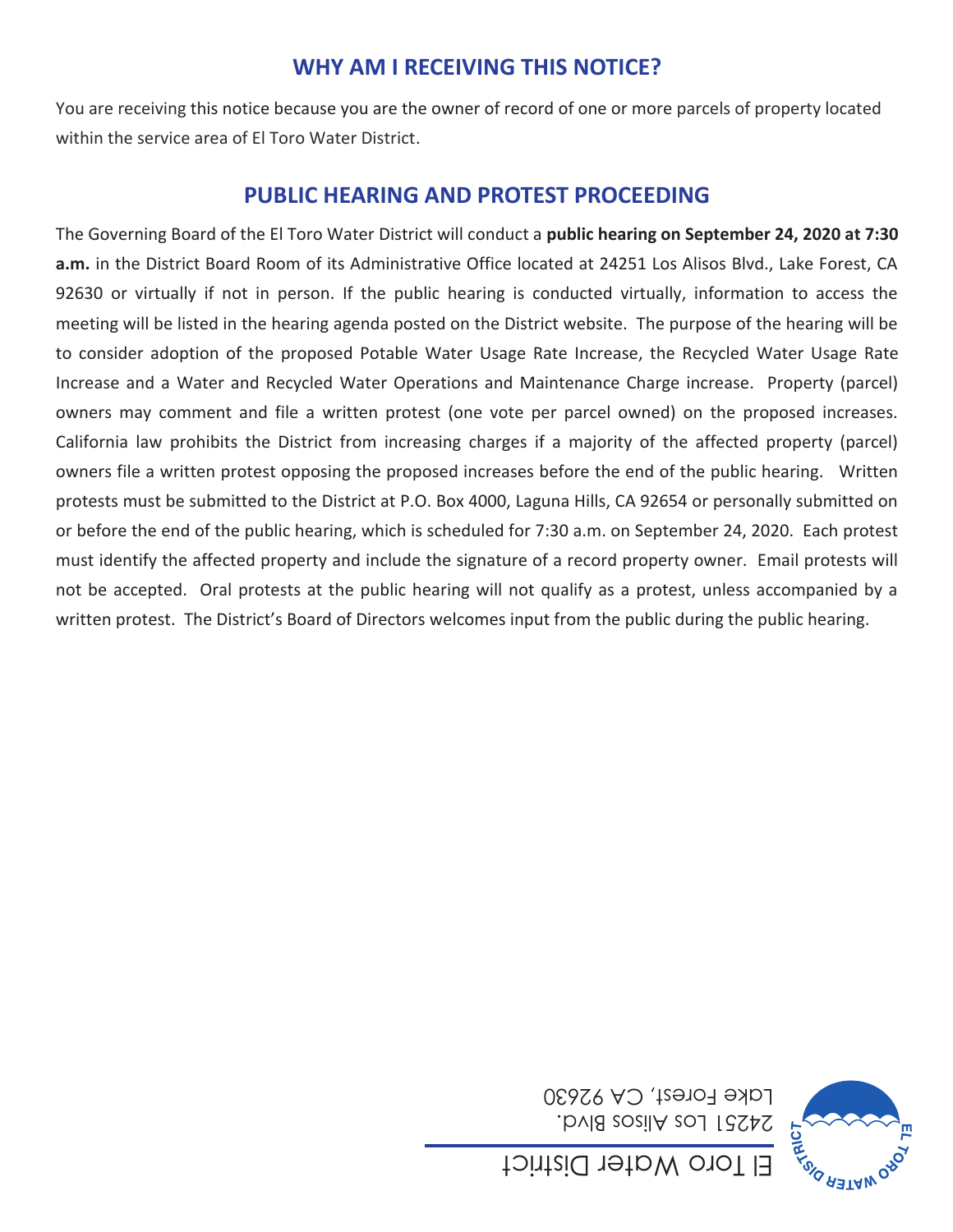## WHY AM I RECEIVING THIS NOTICE?

You are receiving this notice because you are the owner of record of one or more parcels of property located within the service area of El Toro Water District.

## PUBLIC HEARING AND PROTEST PROCEEDING

The Governing Board of the El Toro Water District will conduct a **public hearing on September 24, 2020 at 7:30 a.m.** in the District Board Room of its Administrative Office located at 24251 Los Alisos Blvd., Lake Forest, CA 92630 or virtually if not in person. If the public hearing is conducted virtually, information to access the meeting will be listed in the hearing agenda posted on the District website. The purpose of the hearing will be to consider adoption of the proposed Potable Water Usage Rate Increase, the Recycled Water Usage Rate Increase and a Water and Recycled Water Operations and Maintenance Charge increase. Property (parcel) owners may comment and file a written protest (one vote per parcel owned) on the proposed increases. California law prohibits the District from increasing charges if a majority of the affected property (parcel) owners file a written protest opposing the proposed increases before the end of the public hearing. Written protests must be submitted to the District at P.O. Box 4000, Laguna Hills, CA 92654 or personally submitted on or before the end of the public hearing, which is scheduled for 7:30 a.m. on September 24, 2020. Each protest must identify the affected property and include the signature of a record property owner. Email protests will not be accepted. Oral protests at the public hearing will not qualify as a protest, unless accompanied by a written protest. The District's Board of Directors welcomes input from the public during the public hearing.

El Toro Water District
24251 Los Alisos Blvd.
Lake Forest, CA 92630